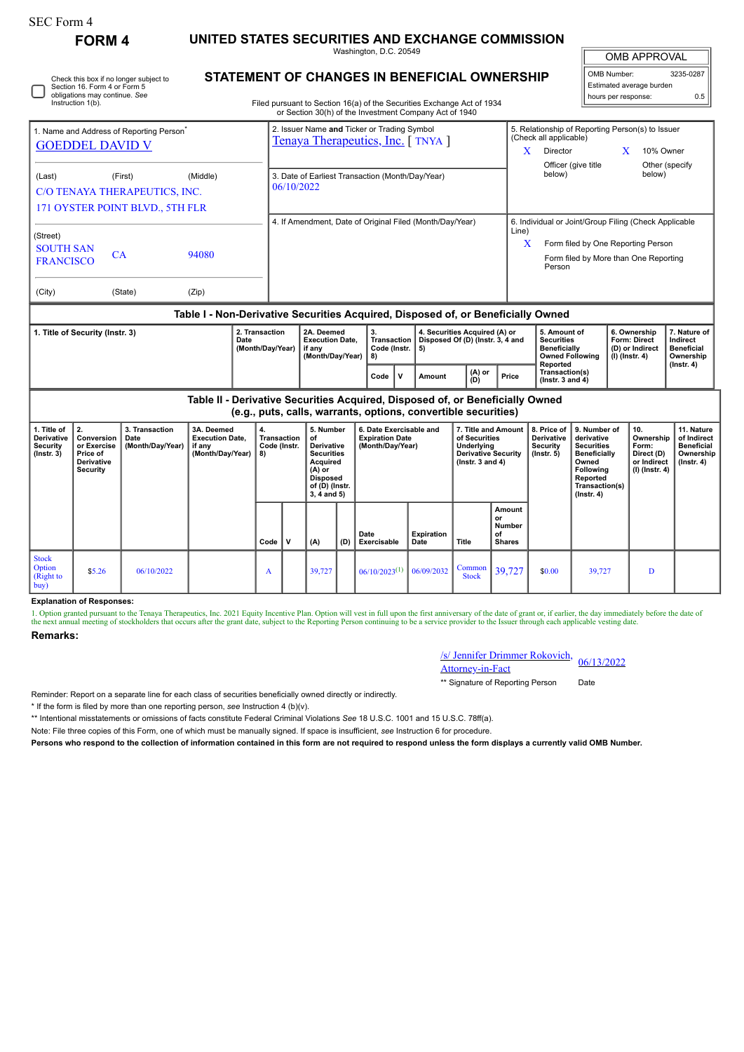SEC Form 4

# FORM 4

## UNITED STATES SECURITIES AND EXCHANGE COMMISSION

Washington, D.C. 20549

## STATEMENT OF CHANGES IN BENEFICIAL OWNERSHIP

Filed pursuant to Section 16(a) of the Securities Exchange Act of 1934 or Section 30(h) of the Investment Company Act of 1940

| OMB APPROVAL | |
|---|---|
| OMB Number: | 3235-0287 |
| Estimated average burden | |
| hours per response: | 0.5 |

☐ Check this box if no longer subject to Section 16. Form 4 or Form 5 obligations may continue. *See* Instruction 1(b).

| 1. Name and Address of Reporting Person* | 2. Issuer Name **and** Ticker or Trading Symbol | 5. Relationship of Reporting Person(s) to Issuer (Check all applicable) |
|---|---|---|
| GOEDDEL DAVID V | Tenaya Therapeutics, Inc. [ TNYA ] | X Director; X 10% Owner; Officer (give title below); Other (specify below) |
| (Last) (First) (Middle) C/O TENAYA THERAPEUTICS, INC. 171 OYSTER POINT BLVD., 5TH FLR | 3. Date of Earliest Transaction (Month/Day/Year) 06/10/2022 | |
| (Street) SOUTH SAN FRANCISCO CA 94080 (City) (State) (Zip) | 4. If Amendment, Date of Original Filed (Month/Day/Year) | 6. Individual or Joint/Group Filing (Check Applicable Line) X Form filed by One Reporting Person; Form filed by More than One Reporting Person |

### Table I - Non-Derivative Securities Acquired, Disposed of, or Beneficially Owned

| 1. Title of Security (Instr. 3) | 2. Transaction Date (Month/Day/Year) | 2A. Deemed Execution Date, if any (Month/Day/Year) | 3. Transaction Code (Instr. 8) | | 4. Securities Acquired (A) or Disposed Of (D) (Instr. 3, 4 and 5) | | | 5. Amount of Securities Beneficially Owned Following Reported Transaction(s) (Instr. 3 and 4) | 6. Ownership Form: Direct (D) or Indirect (I) (Instr. 4) | 7. Nature of Indirect Beneficial Ownership (Instr. 4) |
|---|---|---|---|---|---|---|---|---|---|---|
| | | | Code | V | Amount | (A) or (D) | Price | | | |

### Table II - Derivative Securities Acquired, Disposed of, or Beneficially Owned (e.g., puts, calls, warrants, options, convertible securities)

| 1. Title of Derivative Security (Instr. 3) | 2. Conversion or Exercise Price of Derivative Security | 3. Transaction Date (Month/Day/Year) | 3A. Deemed Execution Date, if any (Month/Day/Year) | 4. Transaction Code (Instr. 8) | | 5. Number of Derivative Securities Acquired (A) or Disposed of (D) (Instr. 3, 4 and 5) | | 6. Date Exercisable and Expiration Date (Month/Day/Year) | | 7. Title and Amount of Securities Underlying Derivative Security (Instr. 3 and 4) | | 8. Price of Derivative Security (Instr. 5) | 9. Number of derivative Securities Beneficially Owned Following Reported Transaction(s) (Instr. 4) | 10. Ownership Form: Direct (D) or Indirect (I) (Instr. 4) | 11. Nature of Indirect Beneficial Ownership (Instr. 4) |
|---|---|---|---|---|---|---|---|---|---|---|---|---|---|---|---|
| | | | | Code | V | (A) | (D) | Date Exercisable | Expiration Date | Title | Amount or Number of Shares | | | | |
| Stock Option (Right to buy) | $5.26 | 06/10/2022 | | A | | 39,727 | | 06/10/2023[(1)] | 06/09/2032 | Common Stock | 39,727 | $0.00 | 39,727 | D | |

**Explanation of Responses:**

1. Option granted pursuant to the Tenaya Therapeutics, Inc. 2021 Equity Incentive Plan. Option will vest in full upon the first anniversary of the date of grant or, if earlier, the day immediately before the date of the next annual meeting of stockholders that occurs after the grant date, subject to the Reporting Person continuing to be a service provider to the Issuer through each applicable vesting date.

**Remarks:**

/s/ Jennifer Drimmer Rokovich, Attorney-in-Fact — 06/13/2022

** Signature of Reporting Person — Date

Reminder: Report on a separate line for each class of securities beneficially owned directly or indirectly.

* If the form is filed by more than one reporting person, *see* Instruction 4 (b)(v).

** Intentional misstatements or omissions of facts constitute Federal Criminal Violations *See* 18 U.S.C. 1001 and 15 U.S.C. 78ff(a).

Note: File three copies of this Form, one of which must be manually signed. If space is insufficient, *see* Instruction 6 for procedure.

**Persons who respond to the collection of information contained in this form are not required to respond unless the form displays a currently valid OMB Number.**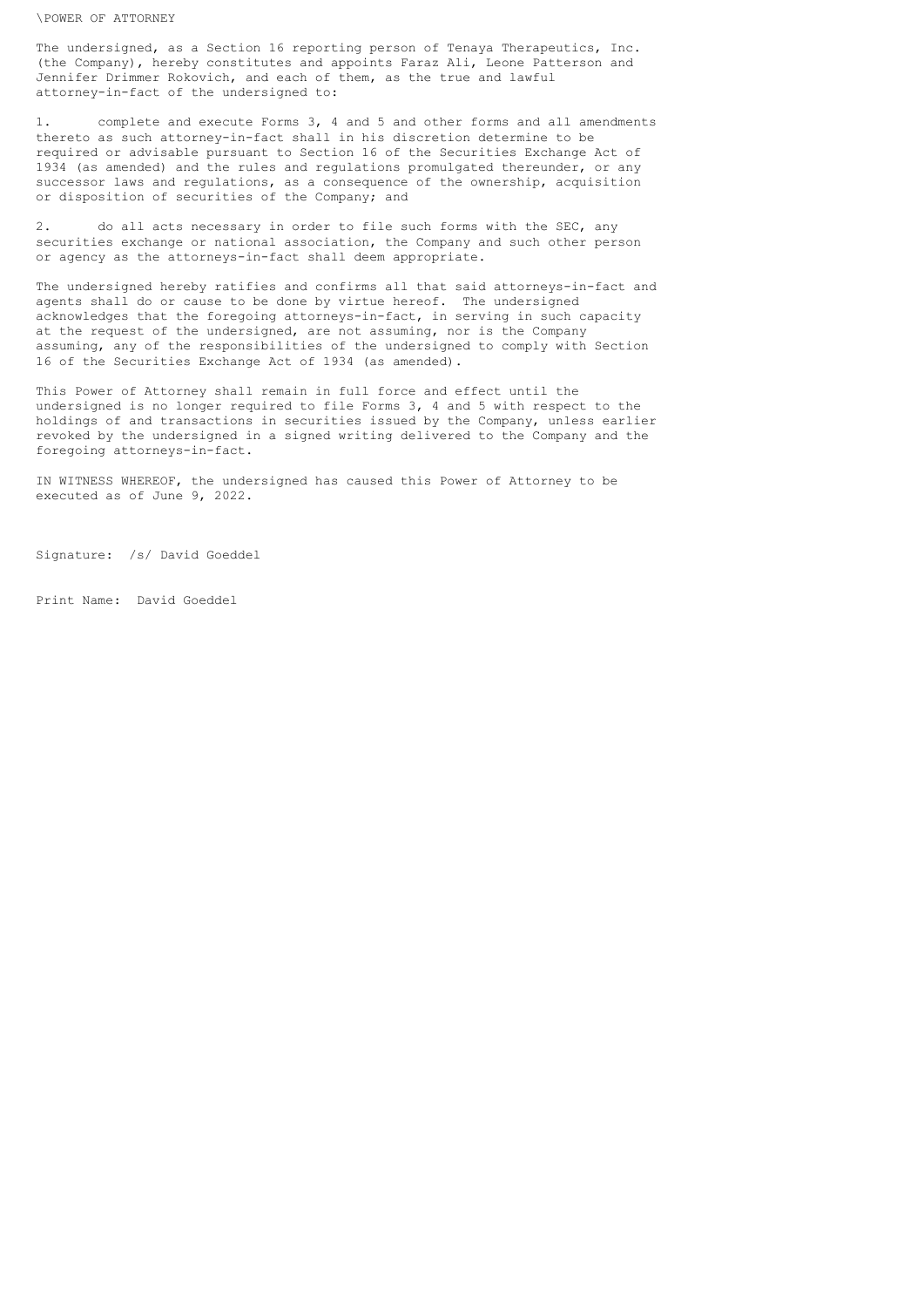\POWER OF ATTORNEY

The undersigned, as a Section 16 reporting person of Tenaya Therapeutics, Inc. (the Company), hereby constitutes and appoints Faraz Ali, Leone Patterson and Jennifer Drimmer Rokovich, and each of them, as the true and lawful attorney-in-fact of the undersigned to:

1. complete and execute Forms 3, 4 and 5 and other forms and all amendments thereto as such attorney-in-fact shall in his discretion determine to be required or advisable pursuant to Section 16 of the Securities Exchange Act of 1934 (as amended) and the rules and regulations promulgated thereunder, or any successor laws and regulations, as a consequence of the ownership, acquisition or disposition of securities of the Company; and

2. do all acts necessary in order to file such forms with the SEC, any securities exchange or national association, the Company and such other person or agency as the attorneys-in-fact shall deem appropriate.

The undersigned hereby ratifies and confirms all that said attorneys-in-fact and agents shall do or cause to be done by virtue hereof. The undersigned acknowledges that the foregoing attorneys-in-fact, in serving in such capacity at the request of the undersigned, are not assuming, nor is the Company assuming, any of the responsibilities of the undersigned to comply with Section 16 of the Securities Exchange Act of 1934 (as amended).

This Power of Attorney shall remain in full force and effect until the undersigned is no longer required to file Forms 3, 4 and 5 with respect to the holdings of and transactions in securities issued by the Company, unless earlier revoked by the undersigned in a signed writing delivered to the Company and the foregoing attorneys-in-fact.

IN WITNESS WHEREOF, the undersigned has caused this Power of Attorney to be executed as of June 9, 2022.

Signature: /s/ David Goeddel

Print Name: David Goeddel